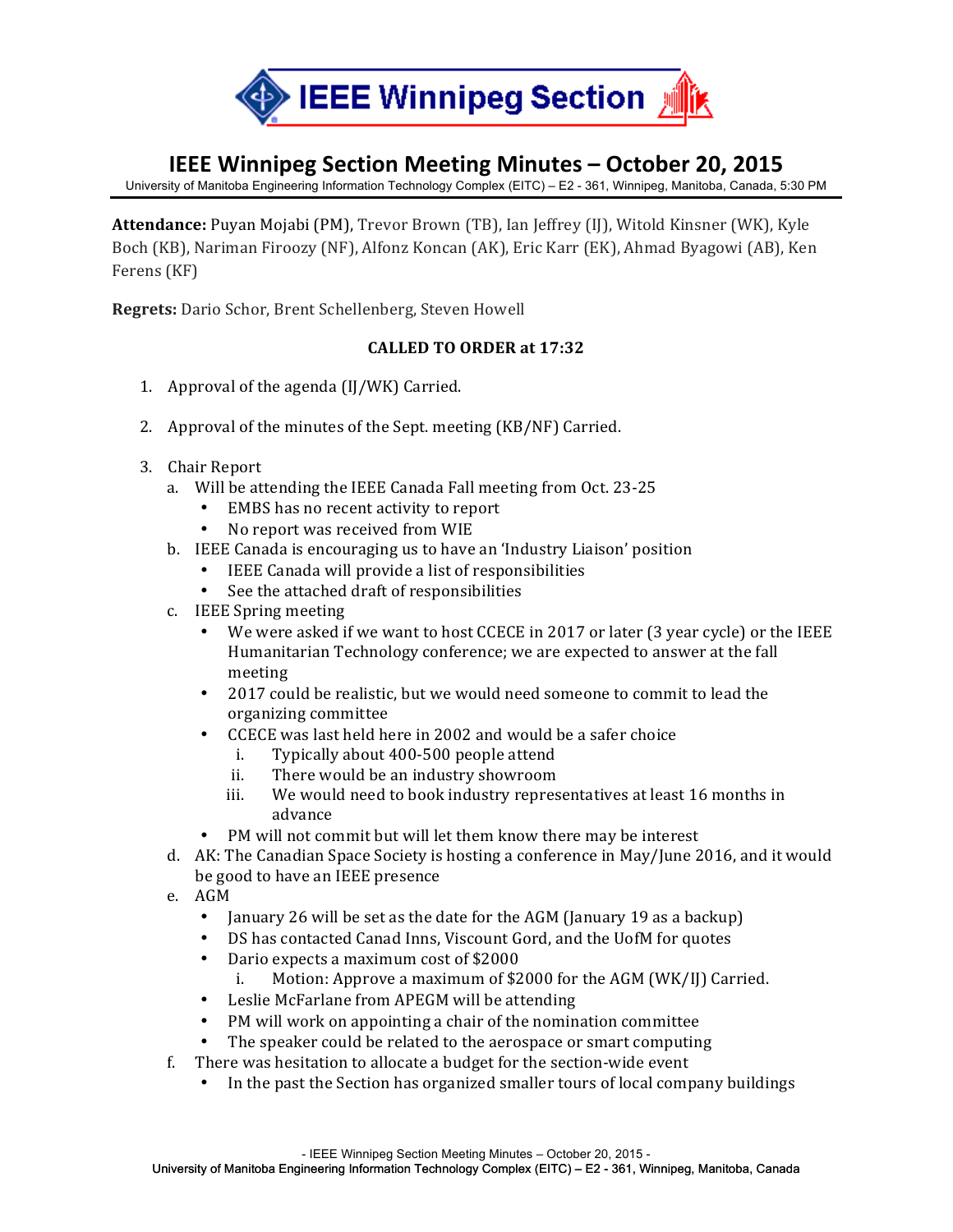# IEEE Winnipeg Section Meeting Minutes – October 20, 2015

University of Manitoba Engineering Information Technology Complex (EITC) – E2 - 361, Winnipeg, Manitoba, Canada, 5:30 PM

**Attendance:** Puyan Mojabi (PM), Trevor Brown (TB), Ian Jeffrey (IJ), Witold Kinsner (WK), Kyle Boch (KB), Nariman Firoozy (NF), Alfonz Koncan (AK), Eric Karr (EK), Ahmad Byagowi (AB), Ken Ferens (KF)

**Regrets:** Dario Schor, Brent Schellenberg, Steven Howell

**CALLED TO ORDER at 17:32**

1. Approval of the agenda (IJ/WK) Carried.

2. Approval of the minutes of the Sept. meeting (KB/NF) Carried.

3. Chair Report
   a. Will be attending the IEEE Canada Fall meeting from Oct. 23-25
      - EMBS has no recent activity to report
      - No report was received from WIE
   
   b. IEEE Canada is encouraging us to have an 'Industry Liaison' position
      - IEEE Canada will provide a list of responsibilities
      - See the attached draft of responsibilities
   
   c. IEEE Spring meeting
      - We were asked if we want to host CCECE in 2017 or later (3 year cycle) or the IEEE Humanitarian Technology conference; we are expected to answer at the fall meeting
      - 2017 could be realistic, but we would need someone to commit to lead the organizing committee
      - CCECE was last held here in 2002 and would be a safer choice
         i. Typically about 400-500 people attend
         ii. There would be an industry showroom
         iii. We would need to book industry representatives at least 16 months in advance
      - PM will not commit but will let them know there may be interest
   
   d. AK: The Canadian Space Society is hosting a conference in May/June 2016, and it would be good to have an IEEE presence
   
   e. AGM
      - January 26 will be set as the date for the AGM (January 19 as a backup)
      - DS has contacted Canad Inns, Viscount Gord, and the UofM for quotes
      - Dario expects a maximum cost of $2000
         i. Motion: Approve a maximum of $2000 for the AGM (WK/IJ) Carried.
      - Leslie McFarlane from APEGM will be attending
      - PM will work on appointing a chair of the nomination committee
      - The speaker could be related to the aerospace or smart computing
   
   f. There was hesitation to allocate a budget for the section-wide event
      - In the past the Section has organized smaller tours of local company buildings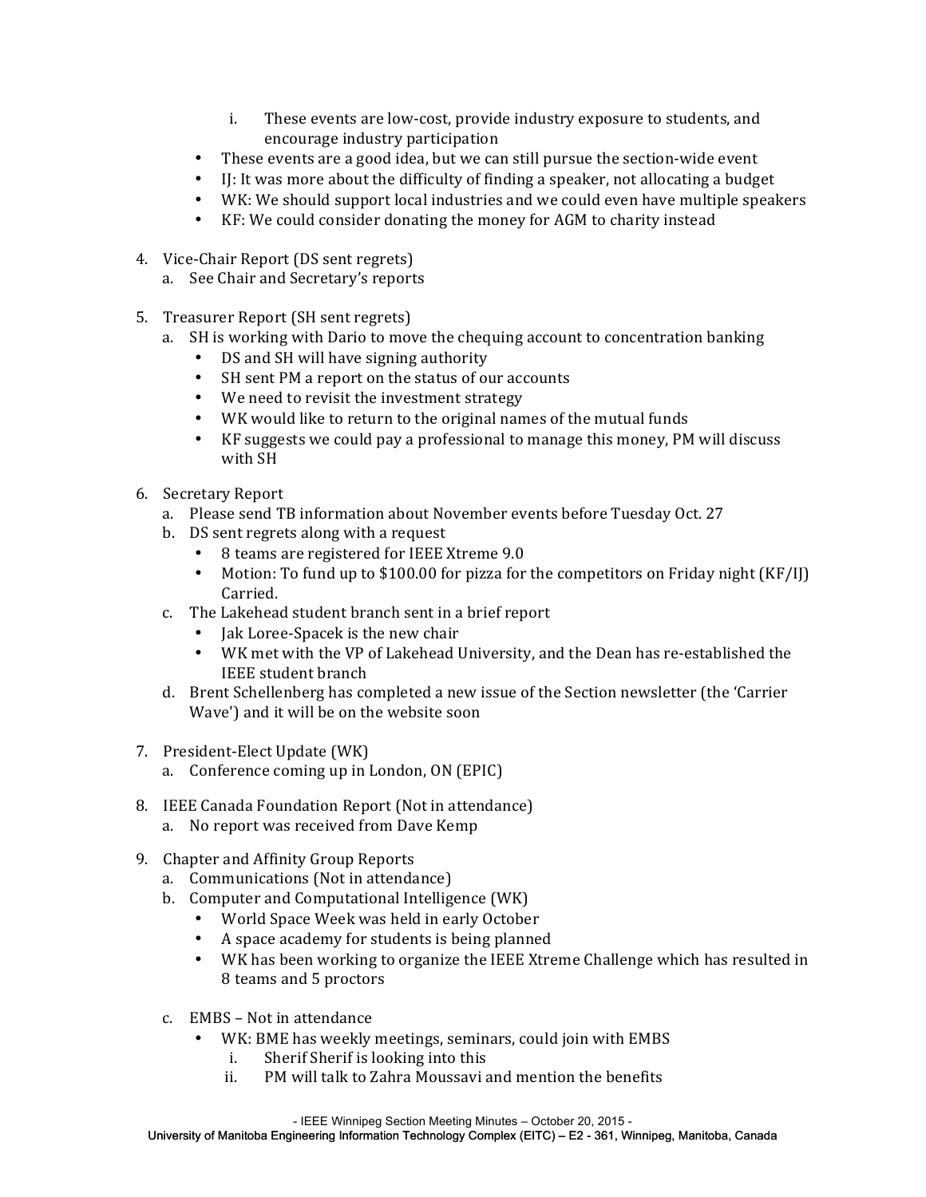i. These events are low-cost, provide industry exposure to students, and encourage industry participation
   - These events are a good idea, but we can still pursue the section-wide event
   - IJ: It was more about the difficulty of finding a speaker, not allocating a budget
   - WK: We should support local industries and we could even have multiple speakers
   - KF: We could consider donating the money for AGM to charity instead

4. Vice-Chair Report (DS sent regrets)
   a. See Chair and Secretary's reports

5. Treasurer Report (SH sent regrets)
   a. SH is working with Dario to move the chequing account to concentration banking
      - DS and SH will have signing authority
      - SH sent PM a report on the status of our accounts
      - We need to revisit the investment strategy
      - WK would like to return to the original names of the mutual funds
      - KF suggests we could pay a professional to manage this money, PM will discuss with SH

6. Secretary Report
   a. Please send TB information about November events before Tuesday Oct. 27
   b. DS sent regrets along with a request
      - 8 teams are registered for IEEE Xtreme 9.0
      - Motion: To fund up to $100.00 for pizza for the competitors on Friday night (KF/IJ) Carried.
   c. The Lakehead student branch sent in a brief report
      - Jak Loree-Spacek is the new chair
      - WK met with the VP of Lakehead University, and the Dean has re-established the IEEE student branch
   d. Brent Schellenberg has completed a new issue of the Section newsletter (the 'Carrier Wave') and it will be on the website soon

7. President-Elect Update (WK)
   a. Conference coming up in London, ON (EPIC)

8. IEEE Canada Foundation Report (Not in attendance)
   a. No report was received from Dave Kemp

9. Chapter and Affinity Group Reports
   a. Communications (Not in attendance)
   b. Computer and Computational Intelligence (WK)
      - World Space Week was held in early October
      - A space academy for students is being planned
      - WK has been working to organize the IEEE Xtreme Challenge which has resulted in 8 teams and 5 proctors

   c. EMBS – Not in attendance
      - WK: BME has weekly meetings, seminars, could join with EMBS
         i. Sherif Sherif is looking into this
         ii. PM will talk to Zahra Moussavi and mention the benefits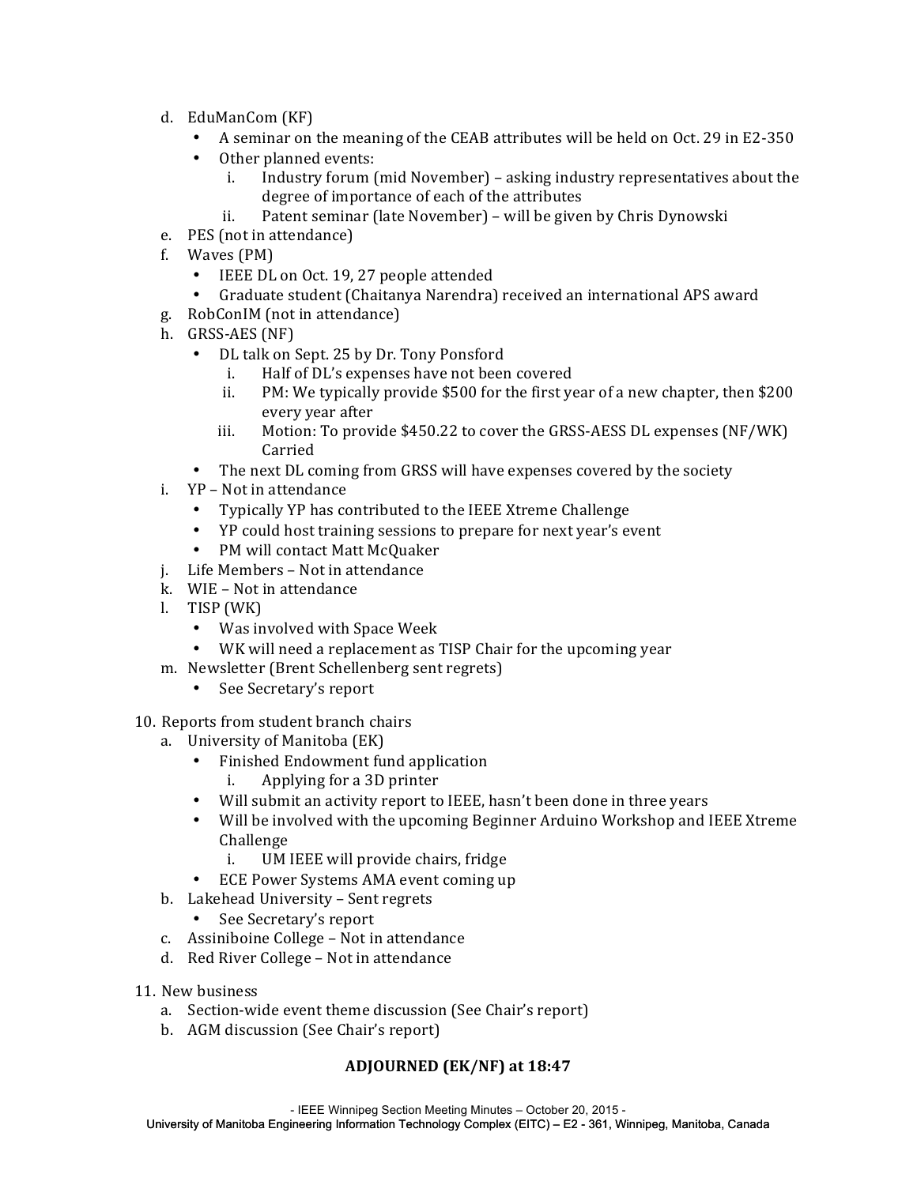d. EduManCom (KF)
   - A seminar on the meaning of the CEAB attributes will be held on Oct. 29 in E2-350
   - Other planned events:
      i. Industry forum (mid November) – asking industry representatives about the degree of importance of each of the attributes
      ii. Patent seminar (late November) – will be given by Chris Dynowski

e. PES (not in attendance)

f. Waves (PM)
   - IEEE DL on Oct. 19, 27 people attended
   - Graduate student (Chaitanya Narendra) received an international APS award

g. RobConIM (not in attendance)

h. GRSS-AES (NF)
   - DL talk on Sept. 25 by Dr. Tony Ponsford
      i. Half of DL's expenses have not been covered
      ii. PM: We typically provide $500 for the first year of a new chapter, then $200 every year after
      iii. Motion: To provide $450.22 to cover the GRSS-AESS DL expenses (NF/WK) Carried
   - The next DL coming from GRSS will have expenses covered by the society

i. YP – Not in attendance
   - Typically YP has contributed to the IEEE Xtreme Challenge
   - YP could host training sessions to prepare for next year's event
   - PM will contact Matt McQuaker

j. Life Members – Not in attendance

k. WIE – Not in attendance

l. TISP (WK)
   - Was involved with Space Week
   - WK will need a replacement as TISP Chair for the upcoming year

m. Newsletter (Brent Schellenberg sent regrets)
   - See Secretary's report

10. Reports from student branch chairs

a. University of Manitoba (EK)
   - Finished Endowment fund application
      i. Applying for a 3D printer
   - Will submit an activity report to IEEE, hasn't been done in three years
   - Will be involved with the upcoming Beginner Arduino Workshop and IEEE Xtreme Challenge
      i. UM IEEE will provide chairs, fridge
   - ECE Power Systems AMA event coming up

b. Lakehead University – Sent regrets
   - See Secretary's report

c. Assiniboine College – Not in attendance

d. Red River College – Not in attendance

11. New business

a. Section-wide event theme discussion (See Chair's report)

b. AGM discussion (See Chair's report)

**ADJOURNED (EK/NF) at 18:47**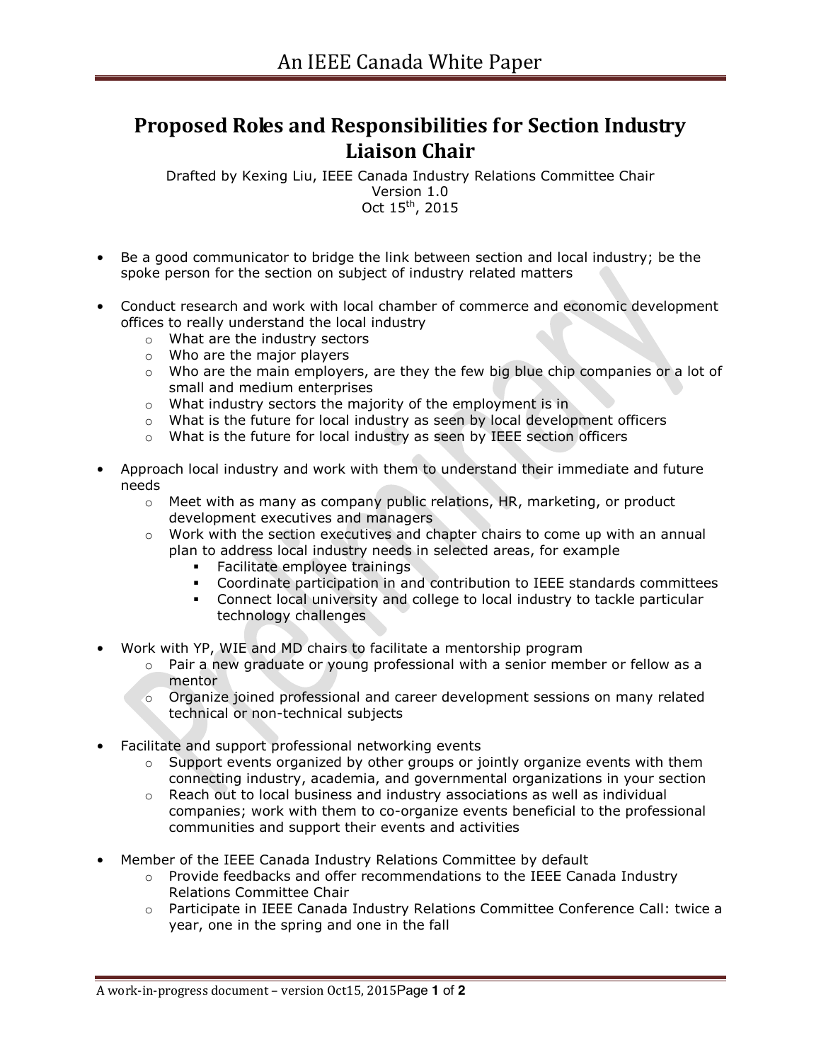# Proposed Roles and Responsibilities for Section Industry Liaison Chair

Drafted by Kexing Liu, IEEE Canada Industry Relations Committee Chair
Version 1.0
Oct 15th, 2015

- Be a good communicator to bridge the link between section and local industry; be the spoke person for the section on subject of industry related matters

- Conduct research and work with local chamber of commerce and economic development offices to really understand the local industry
  - What are the industry sectors
  - Who are the major players
  - Who are the main employers, are they the few big blue chip companies or a lot of small and medium enterprises
  - What industry sectors the majority of the employment is in
  - What is the future for local industry as seen by local development officers
  - What is the future for local industry as seen by IEEE section officers

- Approach local industry and work with them to understand their immediate and future needs
  - Meet with as many as company public relations, HR, marketing, or product development executives and managers
  - Work with the section executives and chapter chairs to come up with an annual plan to address local industry needs in selected areas, for example
    - Facilitate employee trainings
    - Coordinate participation in and contribution to IEEE standards committees
    - Connect local university and college to local industry to tackle particular technology challenges

- Work with YP, WIE and MD chairs to facilitate a mentorship program
  - Pair a new graduate or young professional with a senior member or fellow as a mentor
  - Organize joined professional and career development sessions on many related technical or non-technical subjects

- Facilitate and support professional networking events
  - Support events organized by other groups or jointly organize events with them connecting industry, academia, and governmental organizations in your section
  - Reach out to local business and industry associations as well as individual companies; work with them to co-organize events beneficial to the professional communities and support their events and activities

- Member of the IEEE Canada Industry Relations Committee by default
  - Provide feedbacks and offer recommendations to the IEEE Canada Industry Relations Committee Chair
  - Participate in IEEE Canada Industry Relations Committee Conference Call: twice a year, one in the spring and one in the fall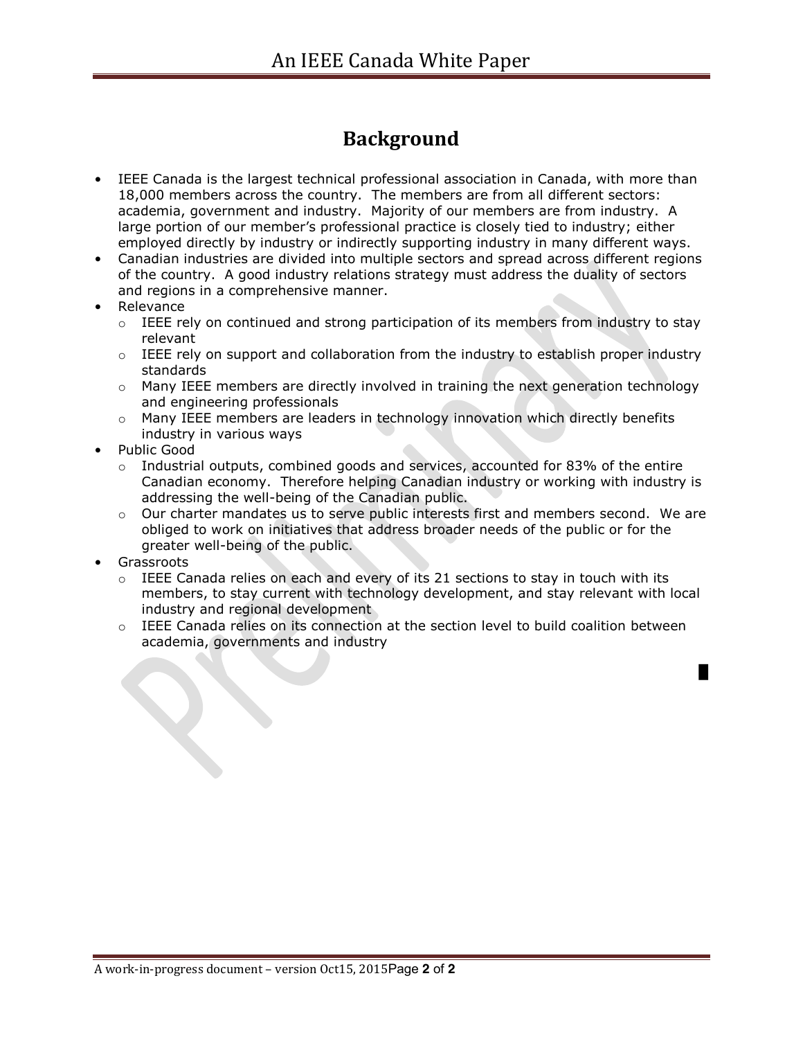# Background

- IEEE Canada is the largest technical professional association in Canada, with more than 18,000 members across the country. The members are from all different sectors: academia, government and industry. Majority of our members are from industry. A large portion of our member's professional practice is closely tied to industry; either employed directly by industry or indirectly supporting industry in many different ways.
- Canadian industries are divided into multiple sectors and spread across different regions of the country. A good industry relations strategy must address the duality of sectors and regions in a comprehensive manner.
- Relevance
  - IEEE rely on continued and strong participation of its members from industry to stay relevant
  - IEEE rely on support and collaboration from the industry to establish proper industry standards
  - Many IEEE members are directly involved in training the next generation technology and engineering professionals
  - Many IEEE members are leaders in technology innovation which directly benefits industry in various ways
- Public Good
  - Industrial outputs, combined goods and services, accounted for 83% of the entire Canadian economy. Therefore helping Canadian industry or working with industry is addressing the well-being of the Canadian public.
  - Our charter mandates us to serve public interests first and members second. We are obliged to work on initiatives that address broader needs of the public or for the greater well-being of the public.
- Grassroots
  - IEEE Canada relies on each and every of its 21 sections to stay in touch with its members, to stay current with technology development, and stay relevant with local industry and regional development
  - IEEE Canada relies on its connection at the section level to build coalition between academia, governments and industry